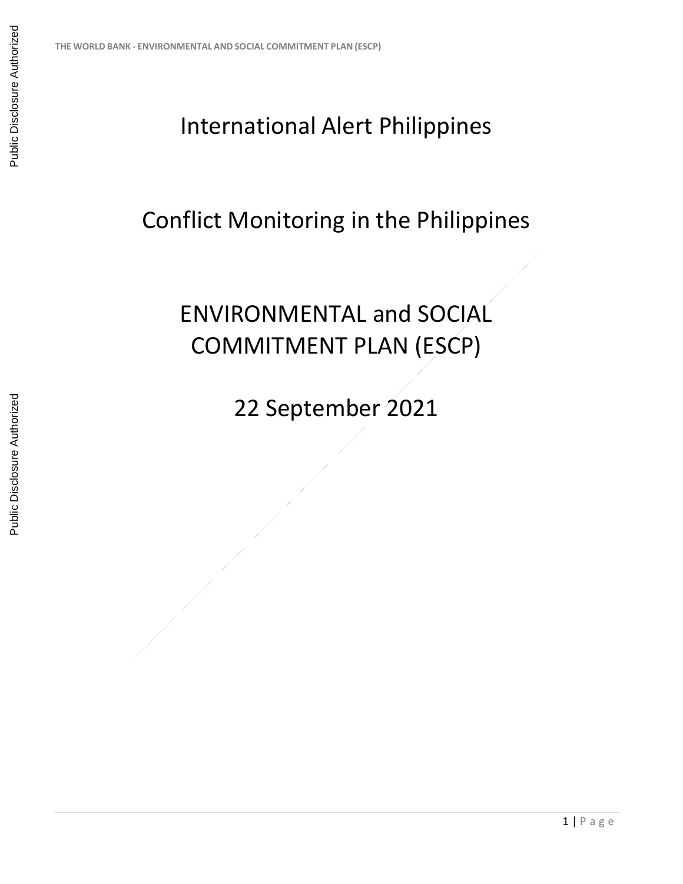# International Alert Philippines

# Conflict Monitoring in the Philippines

# ENVIRONMENTAL and SOCIAL COMMITMENT PLAN (ESCP)

22 September 2021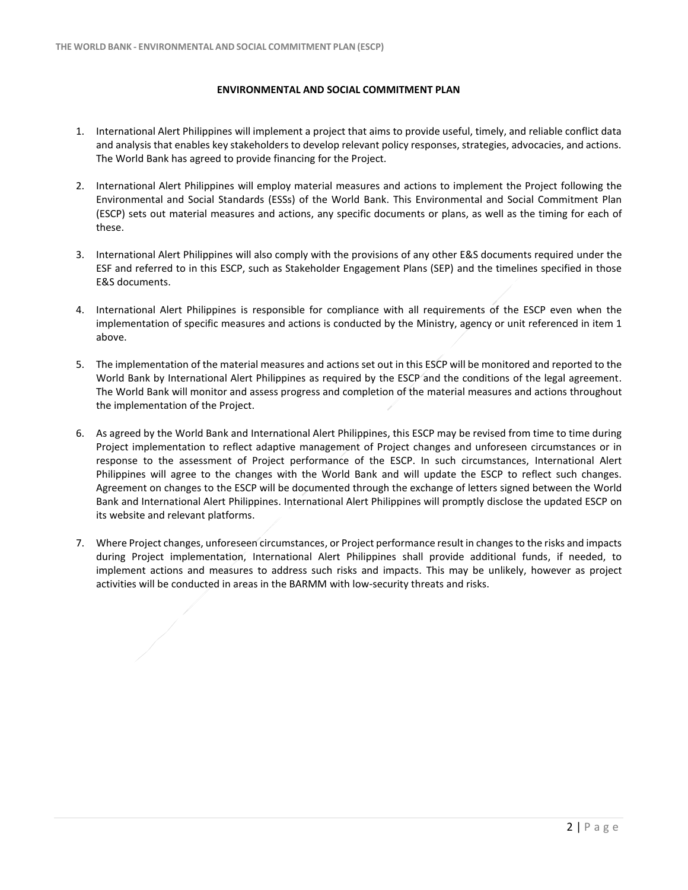## ENVIRONMENTAL AND SOCIAL COMMITMENT PLAN

1. International Alert Philippines will implement a project that aims to provide useful, timely, and reliable conflict data and analysis that enables key stakeholders to develop relevant policy responses, strategies, advocacies, and actions. The World Bank has agreed to provide financing for the Project.

2. International Alert Philippines will employ material measures and actions to implement the Project following the Environmental and Social Standards (ESSs) of the World Bank. This Environmental and Social Commitment Plan (ESCP) sets out material measures and actions, any specific documents or plans, as well as the timing for each of these.

3. International Alert Philippines will also comply with the provisions of any other E&S documents required under the ESF and referred to in this ESCP, such as Stakeholder Engagement Plans (SEP) and the timelines specified in those E&S documents.

4. International Alert Philippines is responsible for compliance with all requirements of the ESCP even when the implementation of specific measures and actions is conducted by the Ministry, agency or unit referenced in item 1 above.

5. The implementation of the material measures and actions set out in this ESCP will be monitored and reported to the World Bank by International Alert Philippines as required by the ESCP and the conditions of the legal agreement. The World Bank will monitor and assess progress and completion of the material measures and actions throughout the implementation of the Project.

6. As agreed by the World Bank and International Alert Philippines, this ESCP may be revised from time to time during Project implementation to reflect adaptive management of Project changes and unforeseen circumstances or in response to the assessment of Project performance of the ESCP. In such circumstances, International Alert Philippines will agree to the changes with the World Bank and will update the ESCP to reflect such changes. Agreement on changes to the ESCP will be documented through the exchange of letters signed between the World Bank and International Alert Philippines. International Alert Philippines will promptly disclose the updated ESCP on its website and relevant platforms.

7. Where Project changes, unforeseen circumstances, or Project performance result in changes to the risks and impacts during Project implementation, International Alert Philippines shall provide additional funds, if needed, to implement actions and measures to address such risks and impacts. This may be unlikely, however as project activities will be conducted in areas in the BARMM with low-security threats and risks.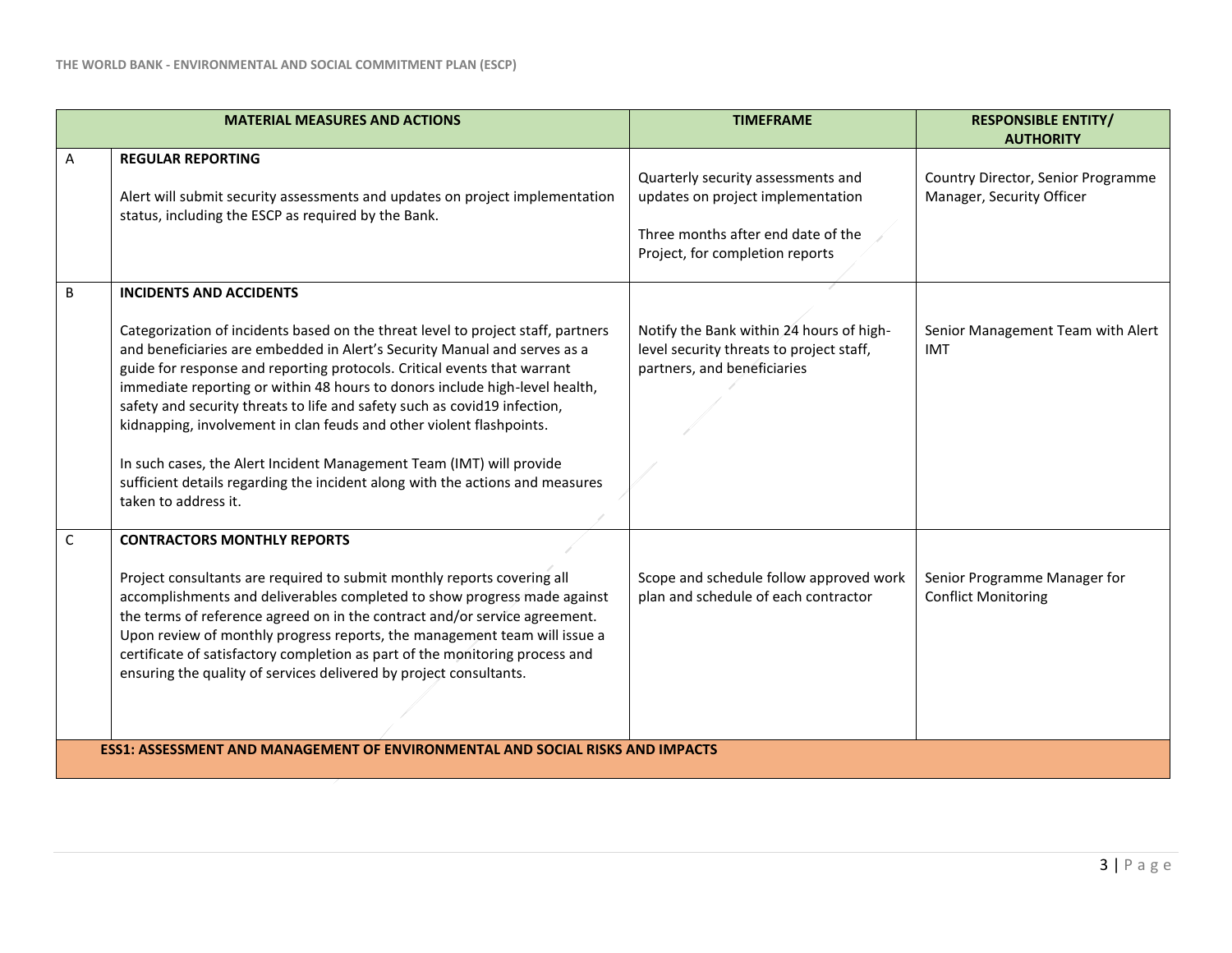| | MATERIAL MEASURES AND ACTIONS | TIMEFRAME | RESPONSIBLE ENTITY/ AUTHORITY |
|---|---|---|---|
| A | **REGULAR REPORTING**<br><br>Alert will submit security assessments and updates on project implementation status, including the ESCP as required by the Bank. | Quarterly security assessments and updates on project implementation<br><br>Three months after end date of the Project, for completion reports | Country Director, Senior Programme Manager, Security Officer |
| B | **INCIDENTS AND ACCIDENTS**<br><br>Categorization of incidents based on the threat level to project staff, partners and beneficiaries are embedded in Alert's Security Manual and serves as a guide for response and reporting protocols. Critical events that warrant immediate reporting or within 48 hours to donors include high-level health, safety and security threats to life and safety such as covid19 infection, kidnapping, involvement in clan feuds and other violent flashpoints.<br><br>In such cases, the Alert Incident Management Team (IMT) will provide sufficient details regarding the incident along with the actions and measures taken to address it. | Notify the Bank within 24 hours of high-level security threats to project staff, partners, and beneficiaries | Senior Management Team with Alert IMT |
| C | **CONTRACTORS MONTHLY REPORTS**<br><br>Project consultants are required to submit monthly reports covering all accomplishments and deliverables completed to show progress made against the terms of reference agreed on in the contract and/or service agreement. Upon review of monthly progress reports, the management team will issue a certificate of satisfactory completion as part of the monitoring process and ensuring the quality of services delivered by project consultants. | Scope and schedule follow approved work plan and schedule of each contractor | Senior Programme Manager for Conflict Monitoring |
| | **ESS1: ASSESSMENT AND MANAGEMENT OF ENVIRONMENTAL AND SOCIAL RISKS AND IMPACTS** | | |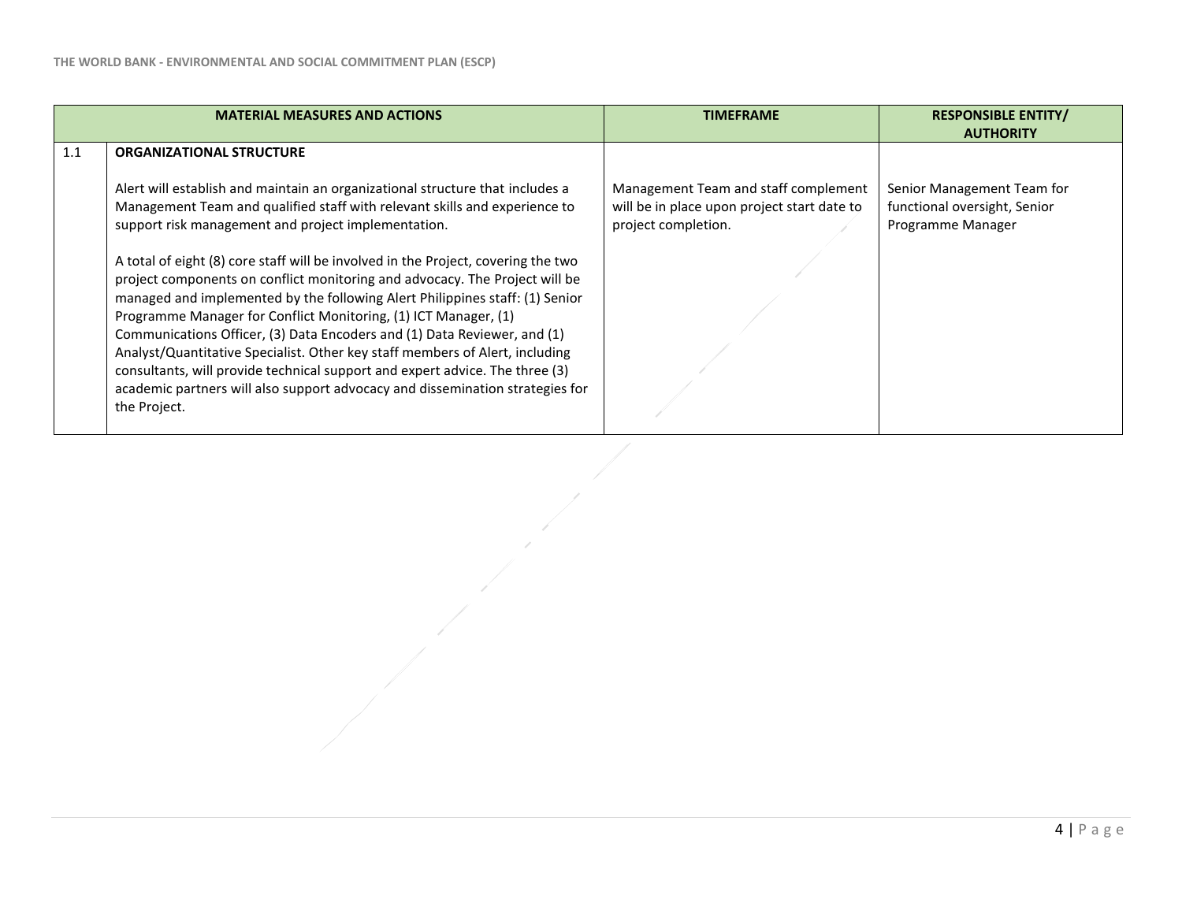| | MATERIAL MEASURES AND ACTIONS | TIMEFRAME | RESPONSIBLE ENTITY/ AUTHORITY |
|---|---|---|---|
| 1.1 | **ORGANIZATIONAL STRUCTURE**<br><br>Alert will establish and maintain an organizational structure that includes a Management Team and qualified staff with relevant skills and experience to support risk management and project implementation.<br><br>A total of eight (8) core staff will be involved in the Project, covering the two project components on conflict monitoring and advocacy. The Project will be managed and implemented by the following Alert Philippines staff: (1) Senior Programme Manager for Conflict Monitoring, (1) ICT Manager, (1) Communications Officer, (3) Data Encoders and (1) Data Reviewer, and (1) Analyst/Quantitative Specialist. Other key staff members of Alert, including consultants, will provide technical support and expert advice. The three (3) academic partners will also support advocacy and dissemination strategies for the Project. | Management Team and staff complement will be in place upon project start date to project completion. | Senior Management Team for functional oversight, Senior Programme Manager |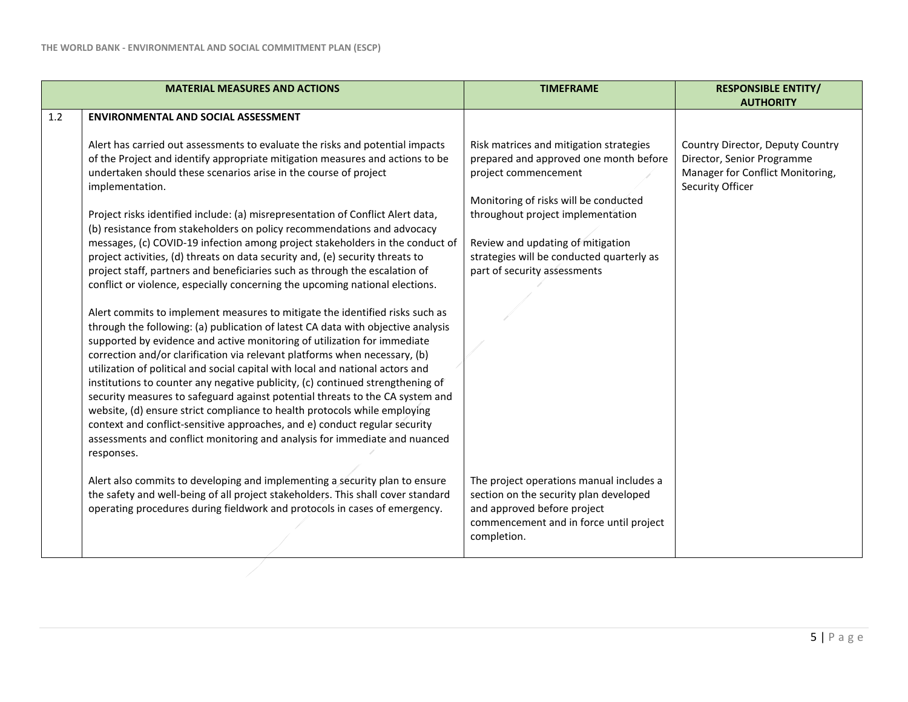| | MATERIAL MEASURES AND ACTIONS | TIMEFRAME | RESPONSIBLE ENTITY/ AUTHORITY |
|---|---|---|---|
| 1.2 | **ENVIRONMENTAL AND SOCIAL ASSESSMENT**<br><br>Alert has carried out assessments to evaluate the risks and potential impacts of the Project and identify appropriate mitigation measures and actions to be undertaken should these scenarios arise in the course of project implementation.<br><br>Project risks identified include: (a) misrepresentation of Conflict Alert data, (b) resistance from stakeholders on policy recommendations and advocacy messages, (c) COVID-19 infection among project stakeholders in the conduct of project activities, (d) threats on data security and, (e) security threats to project staff, partners and beneficiaries such as through the escalation of conflict or violence, especially concerning the upcoming national elections.<br><br>Alert commits to implement measures to mitigate the identified risks such as through the following: (a) publication of latest CA data with objective analysis supported by evidence and active monitoring of utilization for immediate correction and/or clarification via relevant platforms when necessary, (b) utilization of political and social capital with local and national actors and institutions to counter any negative publicity, (c) continued strengthening of security measures to safeguard against potential threats to the CA system and website, (d) ensure strict compliance to health protocols while employing context and conflict-sensitive approaches, and e) conduct regular security assessments and conflict monitoring and analysis for immediate and nuanced responses.<br><br>Alert also commits to developing and implementing a security plan to ensure the safety and well-being of all project stakeholders. This shall cover standard operating procedures during fieldwork and protocols in cases of emergency. | Risk matrices and mitigation strategies prepared and approved one month before project commencement<br><br>Monitoring of risks will be conducted throughout project implementation<br><br>Review and updating of mitigation strategies will be conducted quarterly as part of security assessments<br><br>The project operations manual includes a section on the security plan developed and approved before project commencement and in force until project completion. | Country Director, Deputy Country Director, Senior Programme Manager for Conflict Monitoring, Security Officer |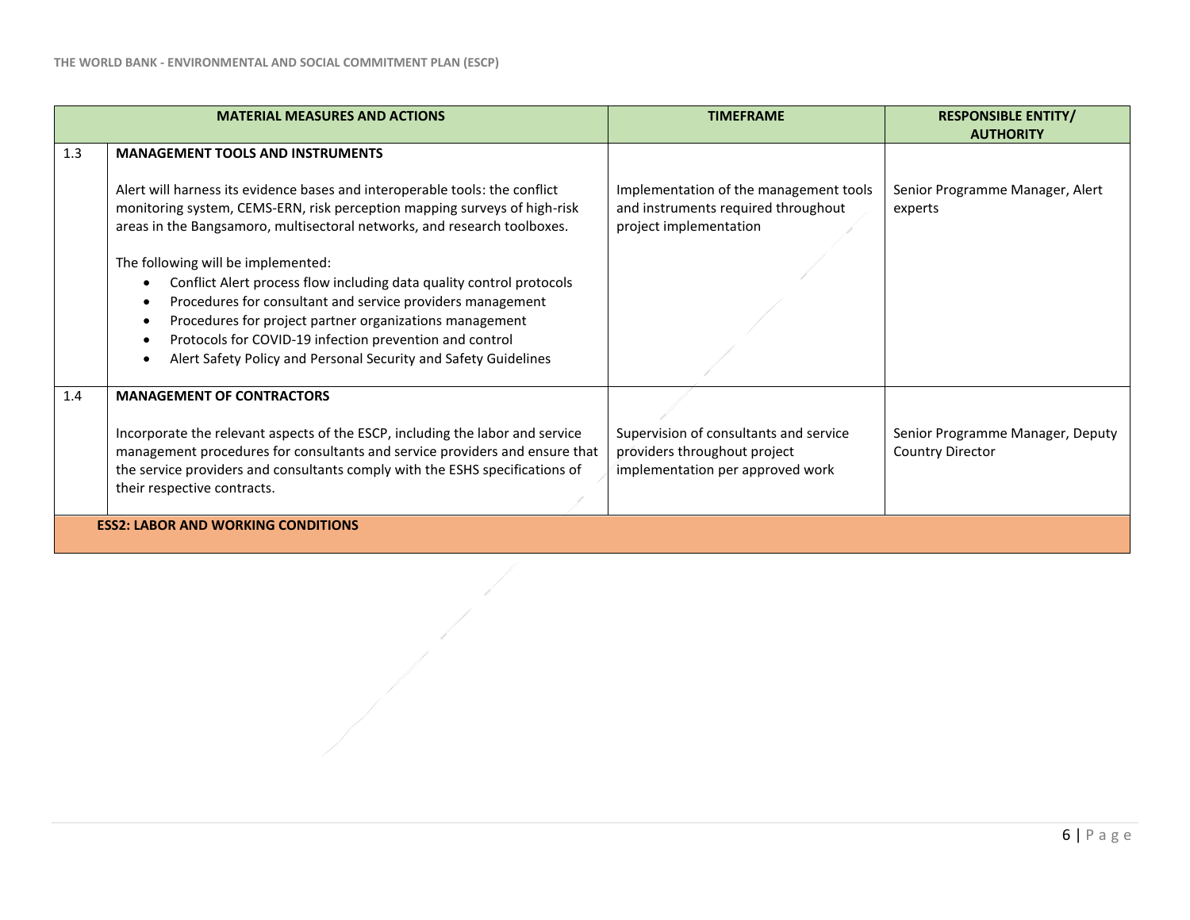| | MATERIAL MEASURES AND ACTIONS | TIMEFRAME | RESPONSIBLE ENTITY/ AUTHORITY |
|---|---|---|---|
| 1.3 | **MANAGEMENT TOOLS AND INSTRUMENTS**<br><br>Alert will harness its evidence bases and interoperable tools: the conflict monitoring system, CEMS-ERN, risk perception mapping surveys of high-risk areas in the Bangsamoro, multisectoral networks, and research toolboxes.<br><br>The following will be implemented:<br>• Conflict Alert process flow including data quality control protocols<br>• Procedures for consultant and service providers management<br>• Procedures for project partner organizations management<br>• Protocols for COVID-19 infection prevention and control<br>• Alert Safety Policy and Personal Security and Safety Guidelines | Implementation of the management tools and instruments required throughout project implementation | Senior Programme Manager, Alert experts |
| 1.4 | **MANAGEMENT OF CONTRACTORS**<br><br>Incorporate the relevant aspects of the ESCP, including the labor and service management procedures for consultants and service providers and ensure that the service providers and consultants comply with the ESHS specifications of their respective contracts. | Supervision of consultants and service providers throughout project implementation per approved work | Senior Programme Manager, Deputy Country Director |
| | **ESS2: LABOR AND WORKING CONDITIONS** | | |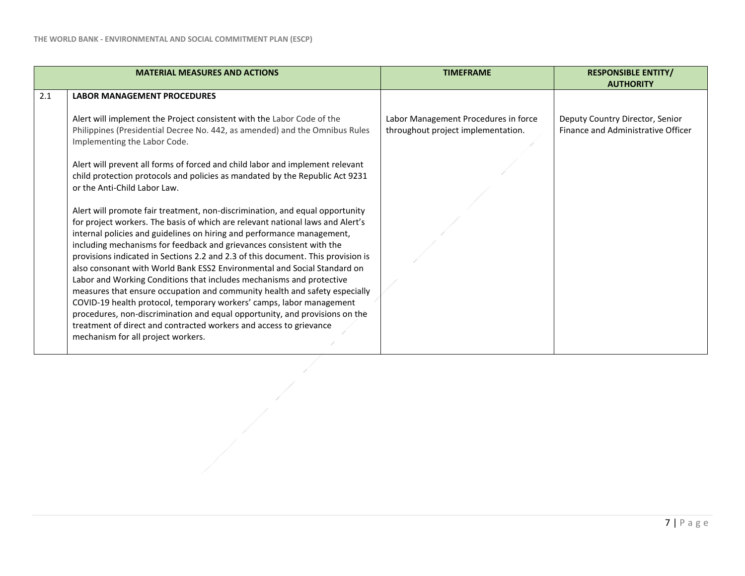| | MATERIAL MEASURES AND ACTIONS | TIMEFRAME | RESPONSIBLE ENTITY/ AUTHORITY |
|---|---|---|---|
| 2.1 | **LABOR MANAGEMENT PROCEDURES**<br><br>Alert will implement the Project consistent with the Labor Code of the Philippines (Presidential Decree No. 442, as amended) and the Omnibus Rules Implementing the Labor Code.<br><br>Alert will prevent all forms of forced and child labor and implement relevant child protection protocols and policies as mandated by the Republic Act 9231 or the Anti-Child Labor Law.<br><br>Alert will promote fair treatment, non-discrimination, and equal opportunity for project workers. The basis of which are relevant national laws and Alert's internal policies and guidelines on hiring and performance management, including mechanisms for feedback and grievances consistent with the provisions indicated in Sections 2.2 and 2.3 of this document. This provision is also consonant with World Bank ESS2 Environmental and Social Standard on Labor and Working Conditions that includes mechanisms and protective measures that ensure occupation and community health and safety especially COVID-19 health protocol, temporary workers' camps, labor management procedures, non-discrimination and equal opportunity, and provisions on the treatment of direct and contracted workers and access to grievance mechanism for all project workers. | Labor Management Procedures in force throughout project implementation. | Deputy Country Director, Senior Finance and Administrative Officer |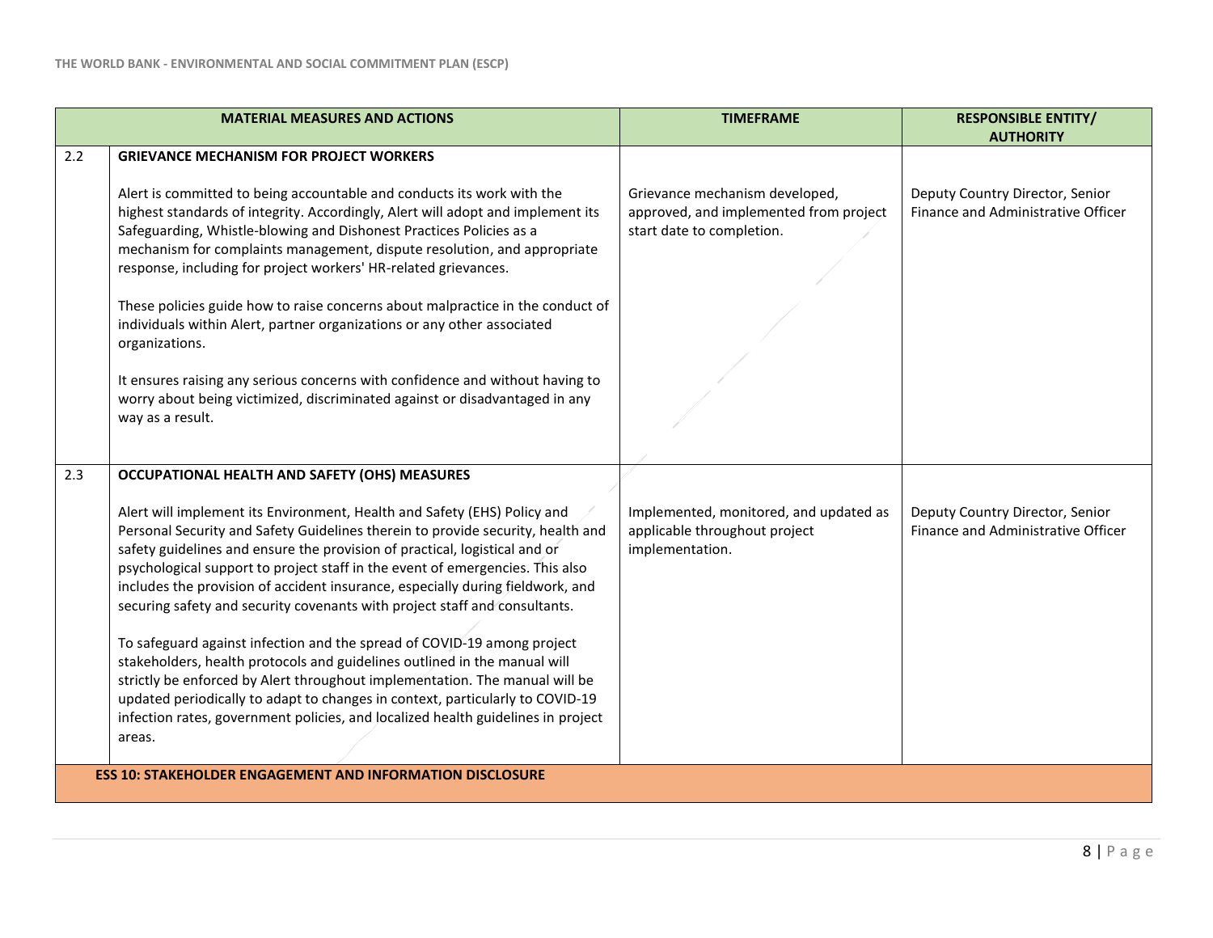| | MATERIAL MEASURES AND ACTIONS | TIMEFRAME | RESPONSIBLE ENTITY/ AUTHORITY |
|---|---|---|---|
| 2.2 | **GRIEVANCE MECHANISM FOR PROJECT WORKERS**<br><br>Alert is committed to being accountable and conducts its work with the highest standards of integrity. Accordingly, Alert will adopt and implement its Safeguarding, Whistle-blowing and Dishonest Practices Policies as a mechanism for complaints management, dispute resolution, and appropriate response, including for project workers' HR-related grievances.<br><br>These policies guide how to raise concerns about malpractice in the conduct of individuals within Alert, partner organizations or any other associated organizations.<br><br>It ensures raising any serious concerns with confidence and without having to worry about being victimized, discriminated against or disadvantaged in any way as a result. | Grievance mechanism developed, approved, and implemented from project start date to completion. | Deputy Country Director, Senior Finance and Administrative Officer |
| 2.3 | **OCCUPATIONAL HEALTH AND SAFETY (OHS) MEASURES**<br><br>Alert will implement its Environment, Health and Safety (EHS) Policy and Personal Security and Safety Guidelines therein to provide security, health and safety guidelines and ensure the provision of practical, logistical and or psychological support to project staff in the event of emergencies. This also includes the provision of accident insurance, especially during fieldwork, and securing safety and security covenants with project staff and consultants.<br><br>To safeguard against infection and the spread of COVID-19 among project stakeholders, health protocols and guidelines outlined in the manual will strictly be enforced by Alert throughout implementation. The manual will be updated periodically to adapt to changes in context, particularly to COVID-19 infection rates, government policies, and localized health guidelines in project areas. | Implemented, monitored, and updated as applicable throughout project implementation. | Deputy Country Director, Senior Finance and Administrative Officer |
| | **ESS 10: STAKEHOLDER ENGAGEMENT AND INFORMATION DISCLOSURE** | | |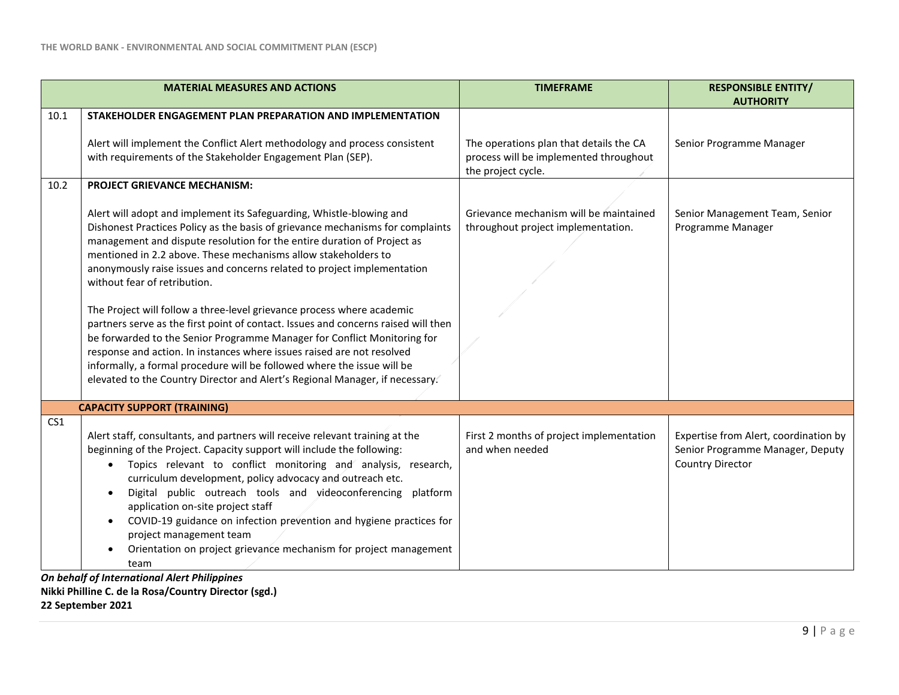| | MATERIAL MEASURES AND ACTIONS | TIMEFRAME | RESPONSIBLE ENTITY/ AUTHORITY |
|---|---|---|---|
| 10.1 | **STAKEHOLDER ENGAGEMENT PLAN PREPARATION AND IMPLEMENTATION**<br><br>Alert will implement the Conflict Alert methodology and process consistent with requirements of the Stakeholder Engagement Plan (SEP). | The operations plan that details the CA process will be implemented throughout the project cycle. | Senior Programme Manager |
| 10.2 | **PROJECT GRIEVANCE MECHANISM:**<br><br>Alert will adopt and implement its Safeguarding, Whistle-blowing and Dishonest Practices Policy as the basis of grievance mechanisms for complaints management and dispute resolution for the entire duration of Project as mentioned in 2.2 above. These mechanisms allow stakeholders to anonymously raise issues and concerns related to project implementation without fear of retribution.<br><br>The Project will follow a three-level grievance process where academic partners serve as the first point of contact. Issues and concerns raised will then be forwarded to the Senior Programme Manager for Conflict Monitoring for response and action. In instances where issues raised are not resolved informally, a formal procedure will be followed where the issue will be elevated to the Country Director and Alert's Regional Manager, if necessary. | Grievance mechanism will be maintained throughout project implementation. | Senior Management Team, Senior Programme Manager |
| | **CAPACITY SUPPORT (TRAINING)** | | |
| CS1 | Alert staff, consultants, and partners will receive relevant training at the beginning of the Project. Capacity support will include the following:<br>• Topics relevant to conflict monitoring and analysis, research, curriculum development, policy advocacy and outreach etc.<br>• Digital public outreach tools and videoconferencing platform application on-site project staff<br>• COVID-19 guidance on infection prevention and hygiene practices for project management team<br>• Orientation on project grievance mechanism for project management team | First 2 months of project implementation and when needed | Expertise from Alert, coordination by Senior Programme Manager, Deputy Country Director |

***On behalf of International Alert Philippines***
**Nikki Philline C. de la Rosa/Country Director (sgd.)**
**22 September 2021**